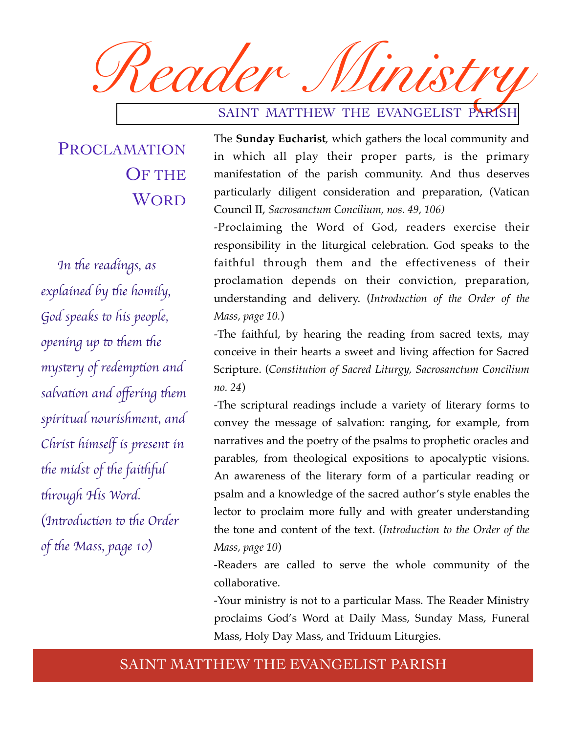# Reader Ministry

SAINT MATTHEW THE EVANGELIST PARISH

## Proclamation Of the Word

*In the readings, as explained by the homily, God speaks to his people, opening up to them the mystery of redemption and salvation and offering them spiritual nourishment, and Christ himself is present in the midst of the faithful through His Word. (Introduction to the Order of the Mass, page 10)*

The **Sunday Eucharist**, which gathers the local community and in which all play their proper parts, is the primary manifestation of the parish community. And thus deserves particularly diligent consideration and preparation, (Vatican Council II, *Sacrosanctum Concilium, nos. 49, 106)*

-Proclaiming the Word of God, readers exercise their responsibility in the liturgical celebration. God speaks to the faithful through them and the effectiveness of their proclamation depends on their conviction, preparation, understanding and delivery. (*Introduction of the Order of the Mass, page 10.*)

-The faithful, by hearing the reading from sacred texts, may conceive in their hearts a sweet and living affection for Sacred Scripture. (*Constitution of Sacred Liturgy, Sacrosanctum Concilium no. 24*)

-The scriptural readings include a variety of literary forms to convey the message of salvation: ranging, for example, from narratives and the poetry of the psalms to prophetic oracles and parables, from theological expositions to apocalyptic visions. An awareness of the literary form of a particular reading or psalm and a knowledge of the sacred author's style enables the lector to proclaim more fully and with greater understanding the tone and content of the text. (*Introduction to the Order of the Mass, page 10*)

-Readers are called to serve the whole community of the collaborative.

-Your ministry is not to a particular Mass. The Reader Ministry proclaims God's Word at Daily Mass, Sunday Mass, Funeral Mass, Holy Day Mass, and Triduum Liturgies.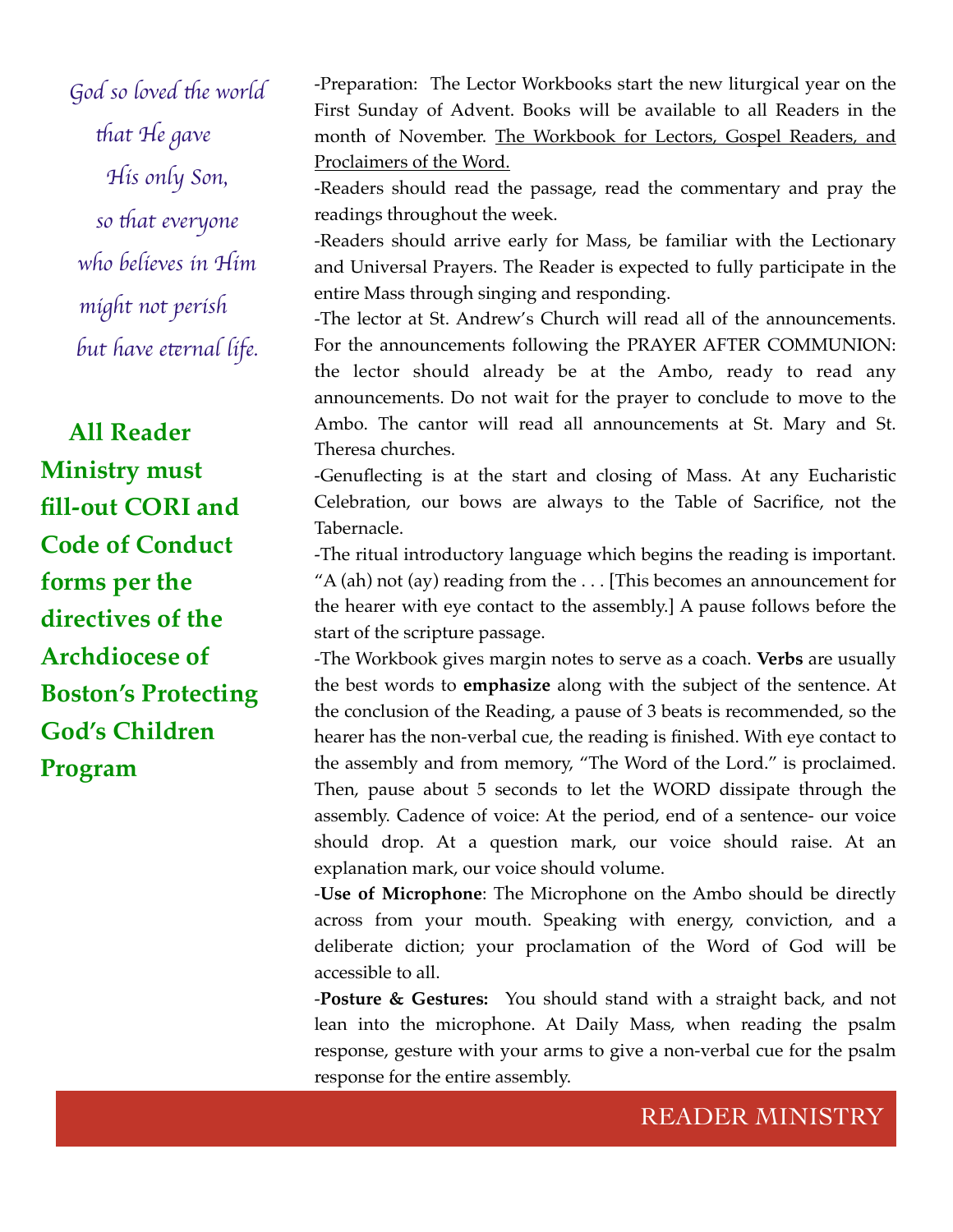*God so loved the world*
*that He gave*
*His only Son,*
*so that everyone*
*who believes in Him*
*might not perish*
*but have eternal life.*

**All Reader Ministry must fill-out CORI and Code of Conduct forms per the directives of the Archdiocese of Boston's Protecting God's Children Program**

-Preparation: The Lector Workbooks start the new liturgical year on the First Sunday of Advent. Books will be available to all Readers in the month of November. The Workbook for Lectors, Gospel Readers, and Proclaimers of the Word.

-Readers should read the passage, read the commentary and pray the readings throughout the week.

-Readers should arrive early for Mass, be familiar with the Lectionary and Universal Prayers. The Reader is expected to fully participate in the entire Mass through singing and responding.

-The lector at St. Andrew's Church will read all of the announcements. For the announcements following the PRAYER AFTER COMMUNION: the lector should already be at the Ambo, ready to read any announcements. Do not wait for the prayer to conclude to move to the Ambo. The cantor will read all announcements at St. Mary and St. Theresa churches.

-Genuflecting is at the start and closing of Mass. At any Eucharistic Celebration, our bows are always to the Table of Sacrifice, not the Tabernacle.

-The ritual introductory language which begins the reading is important. "A (ah) not (ay) reading from the . . . [This becomes an announcement for the hearer with eye contact to the assembly.] A pause follows before the start of the scripture passage.

-The Workbook gives margin notes to serve as a coach. **Verbs** are usually the best words to **emphasize** along with the subject of the sentence. At the conclusion of the Reading, a pause of 3 beats is recommended, so the hearer has the non-verbal cue, the reading is finished. With eye contact to the assembly and from memory, "The Word of the Lord." is proclaimed. Then, pause about 5 seconds to let the WORD dissipate through the assembly. Cadence of voice: At the period, end of a sentence- our voice should drop. At a question mark, our voice should raise. At an explanation mark, our voice should volume.

-**Use of Microphone**: The Microphone on the Ambo should be directly across from your mouth. Speaking with energy, conviction, and a deliberate diction; your proclamation of the Word of God will be accessible to all.

-**Posture & Gestures:** You should stand with a straight back, and not lean into the microphone. At Daily Mass, when reading the psalm response, gesture with your arms to give a non-verbal cue for the psalm response for the entire assembly.

READER MINISTRY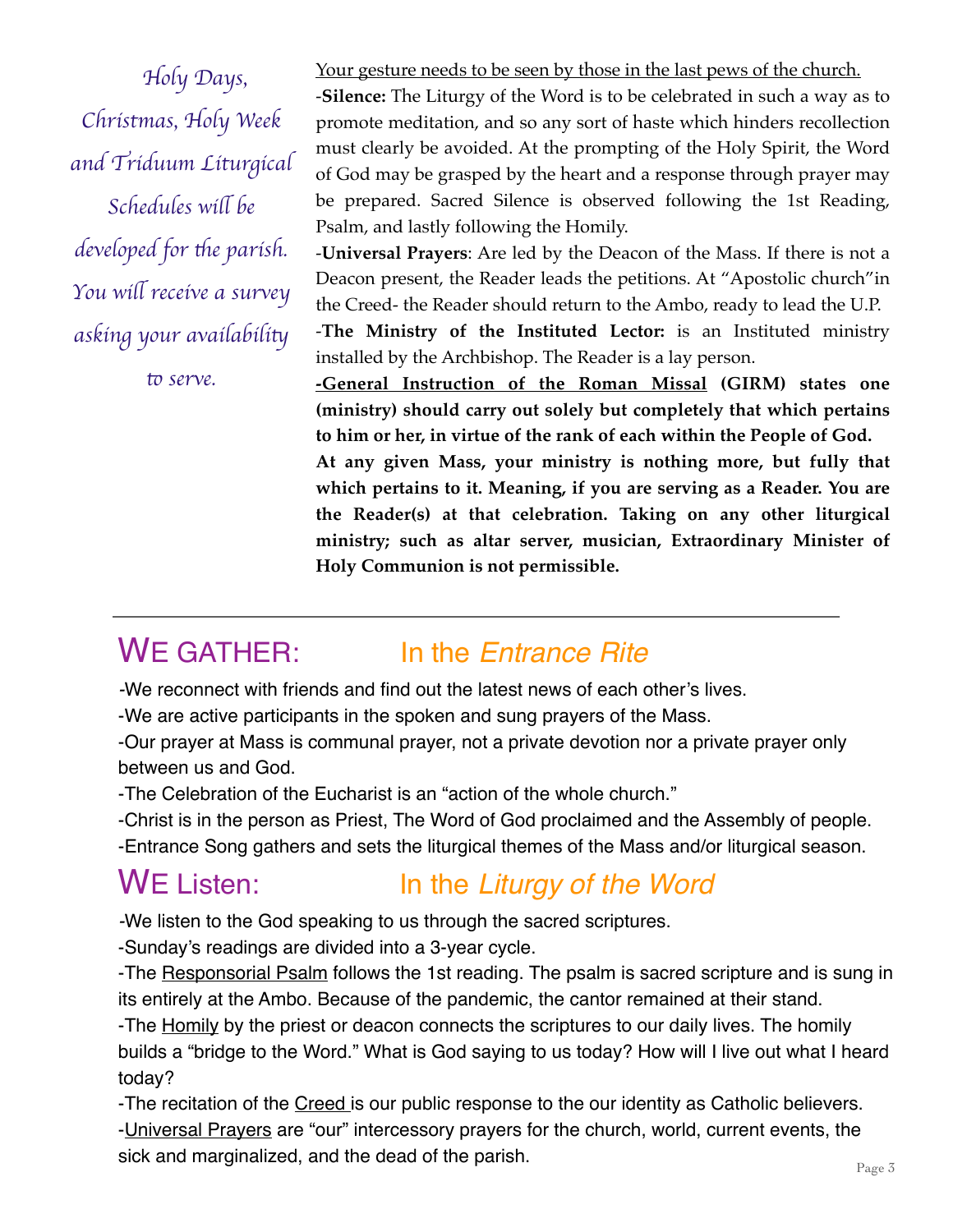*Holy Days, Christmas, Holy Week and Triduum Liturgical Schedules will be developed for the parish. You will receive a survey asking your availability to serve.*

Your gesture needs to be seen by those in the last pews of the church.

-**Silence:** The Liturgy of the Word is to be celebrated in such a way as to promote meditation, and so any sort of haste which hinders recollection must clearly be avoided. At the prompting of the Holy Spirit, the Word of God may be grasped by the heart and a response through prayer may be prepared. Sacred Silence is observed following the 1st Reading, Psalm, and lastly following the Homily.

-**Universal Prayers**: Are led by the Deacon of the Mass. If there is not a Deacon present, the Reader leads the petitions. At "Apostolic church"in the Creed- the Reader should return to the Ambo, ready to lead the U.P.

-**The Ministry of the Instituted Lector:** is an Instituted ministry installed by the Archbishop. The Reader is a lay person.

**-General Instruction of the Roman Missal (GIRM) states one (ministry) should carry out solely but completely that which pertains to him or her, in virtue of the rank of each within the People of God. At any given Mass, your ministry is nothing more, but fully that which pertains to it. Meaning, if you are serving as a Reader. You are the Reader(s) at that celebration. Taking on any other liturgical ministry; such as altar server, musician, Extraordinary Minister of Holy Communion is not permissible.**

---

## WE GATHER: In the *Entrance Rite*

-We reconnect with friends and find out the latest news of each other's lives.

-We are active participants in the spoken and sung prayers of the Mass.

-Our prayer at Mass is communal prayer, not a private devotion nor a private prayer only between us and God.

-The Celebration of the Eucharist is an "action of the whole church."

-Christ is in the person as Priest, The Word of God proclaimed and the Assembly of people.

-Entrance Song gathers and sets the liturgical themes of the Mass and/or liturgical season.

## WE Listen: In the *Liturgy of the Word*

-We listen to the God speaking to us through the sacred scriptures.

-Sunday's readings are divided into a 3-year cycle.

-The Responsorial Psalm follows the 1st reading. The psalm is sacred scripture and is sung in its entirely at the Ambo. Because of the pandemic, the cantor remained at their stand.

-The Homily by the priest or deacon connects the scriptures to our daily lives. The homily builds a "bridge to the Word." What is God saying to us today? How will I live out what I heard today?

-The recitation of the Creed is our public response to the our identity as Catholic believers.

-Universal Prayers are "our" intercessory prayers for the church, world, current events, the sick and marginalized, and the dead of the parish.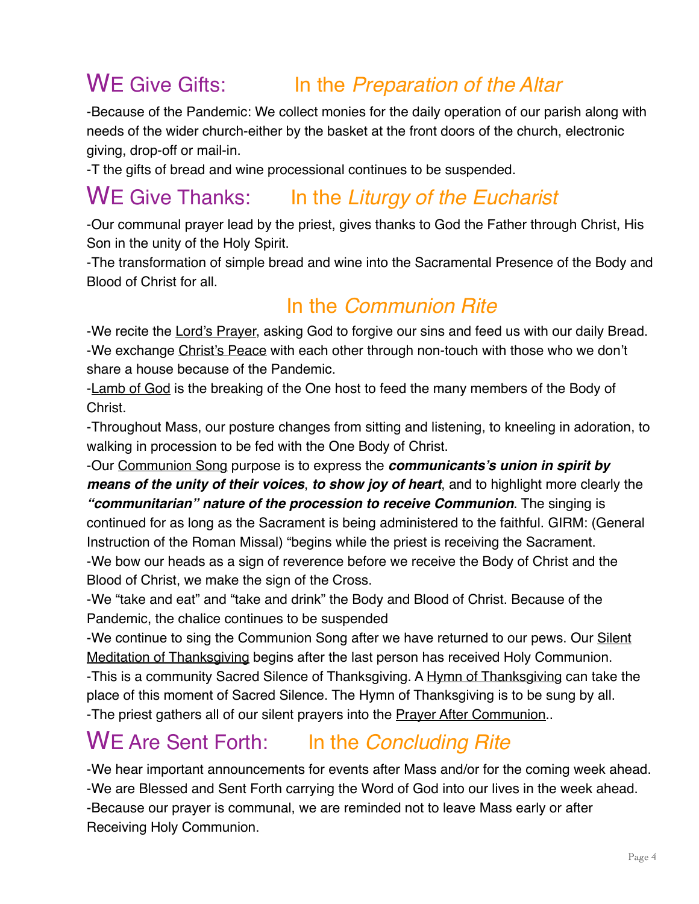## WE Give Gifts: In the *Preparation of the Altar*

-Because of the Pandemic: We collect monies for the daily operation of our parish along with needs of the wider church-either by the basket at the front doors of the church, electronic giving, drop-off or mail-in.
-T the gifts of bread and wine processional continues to be suspended.

## WE Give Thanks: In the *Liturgy of the Eucharist*

-Our communal prayer lead by the priest, gives thanks to God the Father through Christ, His Son in the unity of the Holy Spirit.
-The transformation of simple bread and wine into the Sacramental Presence of the Body and Blood of Christ for all.

### In the *Communion Rite*

-We recite the Lord's Prayer, asking God to forgive our sins and feed us with our daily Bread.
-We exchange Christ's Peace with each other through non-touch with those who we don't share a house because of the Pandemic.
-Lamb of God is the breaking of the One host to feed the many members of the Body of Christ.
-Throughout Mass, our posture changes from sitting and listening, to kneeling in adoration, to walking in procession to be fed with the One Body of Christ.
-Our Communion Song purpose is to express the ***communicants's union in spirit by means of the unity of their voices***, ***to show joy of heart***, and to highlight more clearly the ***"communitarian" nature of the procession to receive Communion***. The singing is continued for as long as the Sacrament is being administered to the faithful. GIRM: (General Instruction of the Roman Missal) "begins while the priest is receiving the Sacrament.
-We bow our heads as a sign of reverence before we receive the Body of Christ and the Blood of Christ, we make the sign of the Cross.
-We "take and eat" and "take and drink" the Body and Blood of Christ. Because of the Pandemic, the chalice continues to be suspended
-We continue to sing the Communion Song after we have returned to our pews. Our Silent Meditation of Thanksgiving begins after the last person has received Holy Communion.
-This is a community Sacred Silence of Thanksgiving. A Hymn of Thanksgiving can take the place of this moment of Sacred Silence. The Hymn of Thanksgiving is to be sung by all.
-The priest gathers all of our silent prayers into the Prayer After Communion..

## WE Are Sent Forth: In the *Concluding Rite*

-We hear important announcements for events after Mass and/or for the coming week ahead.
-We are Blessed and Sent Forth carrying the Word of God into our lives in the week ahead.
-Because our prayer is communal, we are reminded not to leave Mass early or after Receiving Holy Communion.